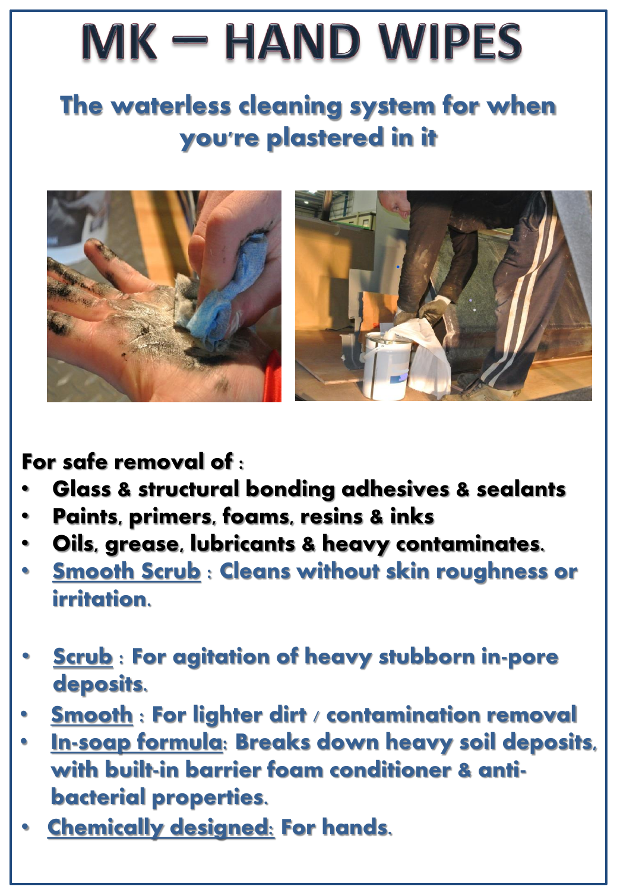# MK – HAND WIPES

## The waterless cleaning system for when you're plastered in it

**For safe removal of :**

- **Glass & structural bonding adhesives & sealants**
- **Paints, primers, foams, resins & inks**
- **Oils, grease, lubricants & heavy contaminates.**
- **<u>Smooth Scrub</u> : Cleans without skin roughness or irritation.**

- **<u>Scrub</u> : For agitation of heavy stubborn in-pore deposits.**
- **<u>Smooth</u> : For lighter dirt / contamination removal**
- **<u>In-soap formula</u>: Breaks down heavy soil deposits, with built-in barrier foam conditioner & anti-bacterial properties.**
- **<u>Chemically designed</u>: For hands.**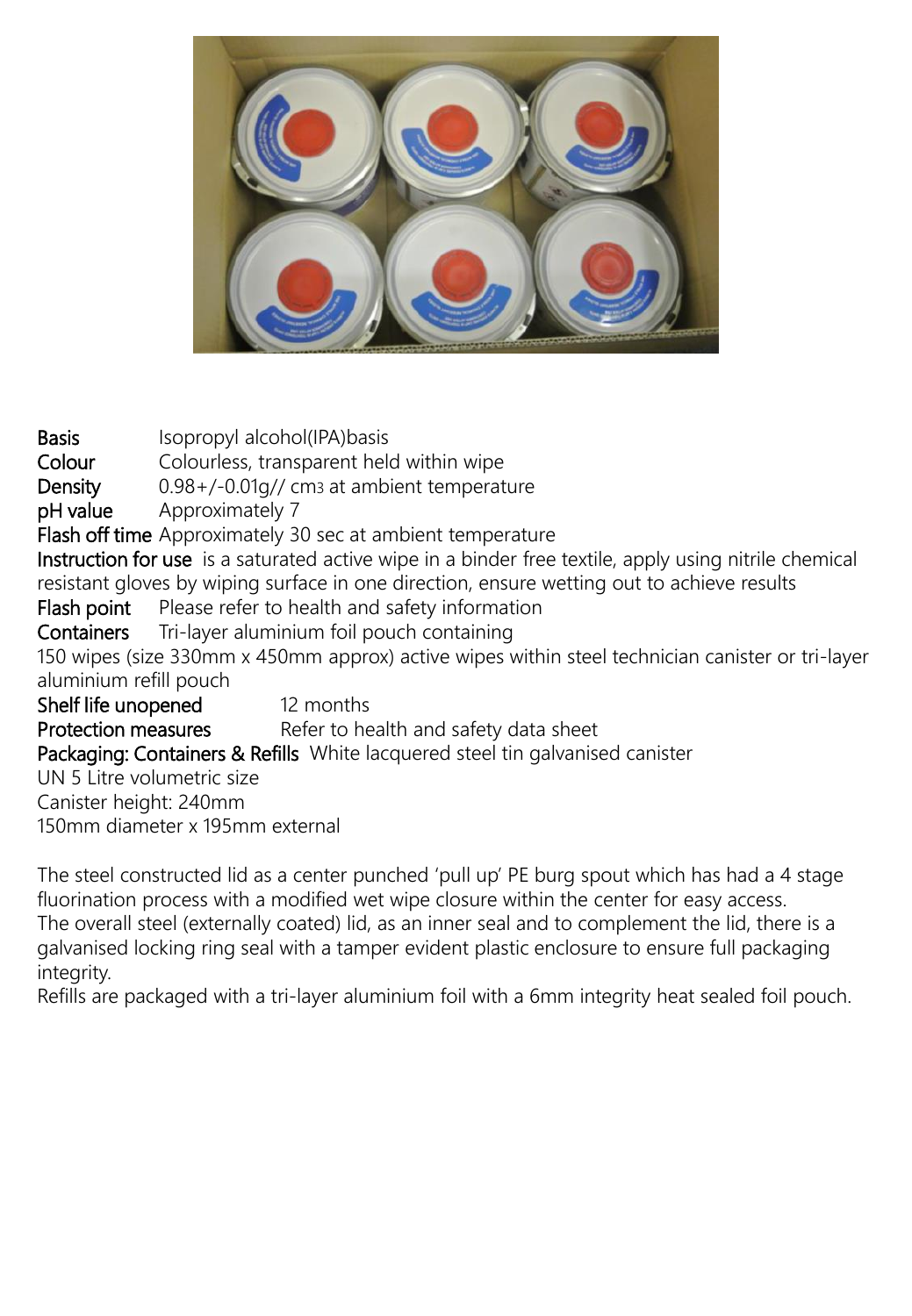**Basis** Isopropyl alcohol(IPA)basis
**Colour** Colourless, transparent held within wipe
**Density** 0.98+/-0.01g// $cm^3$ at ambient temperature
**pH value** Approximately 7
**Flash off time** Approximately 30 sec at ambient temperature
**Instruction for use** is a saturated active wipe in a binder free textile, apply using nitrile chemical resistant gloves by wiping surface in one direction, ensure wetting out to achieve results
**Flash point** Please refer to health and safety information
**Containers** Tri-layer aluminium foil pouch containing
150 wipes (size 330mm x 450mm approx) active wipes within steel technician canister or tri-layer aluminium refill pouch
**Shelf life unopened** 12 months
**Protection measures** Refer to health and safety data sheet
**Packaging: Containers & Refills** White lacquered steel tin galvanised canister
UN 5 Litre volumetric size
Canister height: 240mm
150mm diameter x 195mm external

The steel constructed lid as a center punched 'pull up' PE burg spout which has had a 4 stage fluorination process with a modified wet wipe closure within the center for easy access.
The overall steel (externally coated) lid, as an inner seal and to complement the lid, there is a galvanised locking ring seal with a tamper evident plastic enclosure to ensure full packaging integrity.
Refills are packaged with a tri-layer aluminium foil with a 6mm integrity heat sealed foil pouch.